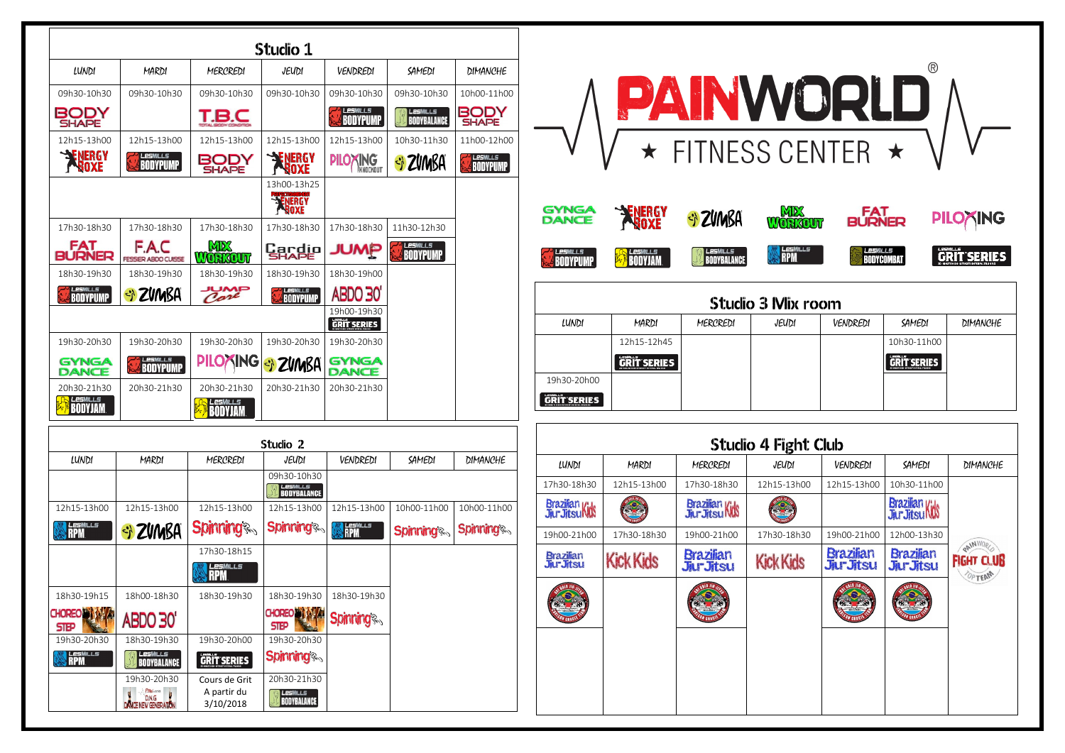# PAINWORLD®

## ★ FITNESS CENTER ★

GYNGA DANCE · ENERGY BOXE · ZUMBA · MIX WORKOUT · FAT BURNER · PILOXING · LESMILLS BODYPUMP · LESMILLS BODYJAM · LESMILLS BODYBALANCE · LESMILLS RPM · LESMILLS BODYCOMBAT · LESMILLS GRIT SERIES

## Studio 1

| LUNDI | MARDI | MERCREDI | JEUDI | VENDREDI | SAMEDI | DIMANCHE |
|---|---|---|---|---|---|---|
| 09h30-10h30 BODY SHAPE | 09h30-10h30 | 09h30-10h30 T.B.C TOTAL BODY CONDITION | 09h30-10h30 | 09h30-10h30 LESMILLS BODYPUMP | 09h30-10h30 LESMILLS BODYBALANCE | 10h00-11h00 BODY SHAPE |
| 12h15-13h00 ENERGY BOXE | 12h15-13h00 LESMILLS BODYPUMP | 12h15-13h00 BODY SHAPE | 12h15-13h00 ENERGY BOXE | 12h15-13h00 PILOXING KNOCKOUT | 10h30-11h30 ZUMBA | 11h00-12h00 LESMILLS BODYPUMP |
| | | | 13h00-13h25 PERFECTIONNEMENT ENERGY BOXE | | | |
| 17h30-18h30 FAT BURNER | 17h30-18h30 F.A.C FESSIER ABDO CUISSE | 17h30-18h30 MIX WORKOUT | 17h30-18h30 Cardio SHAPE | 17h30-18h30 JUMP | 11h30-12h30 LESMILLS BODYPUMP | |
| 18h30-19h30 LESMILLS BODYPUMP | 18h30-19h30 ZUMBA | 18h30-19h30 JUMP Core | 18h30-19h30 LESMILLS BODYPUMP | 18h30-19h00 ABDO 30' | | |
| | | | | 19h00-19h30 LESMILLS GRIT SERIES | | |
| 19h30-20h30 GYNGA DANCE | 19h30-20h30 LESMILLS BODYPUMP | 19h30-20h30 PILOXING | 19h30-20h30 ZUMBA | 19h30-20h30 GYNGA DANCE | | |
| 20h30-21h30 LESMILLS BODYJAM | 20h30-21h30 | 20h30-21h30 LESMILLS BODYJAM | 20h30-21h30 | 20h30-21h30 | | |

## Studio 2

| LUNDI | MARDI | MERCREDI | JEUDI | VENDREDI | SAMEDI | DIMANCHE |
|---|---|---|---|---|---|---|
| | | | 09h30-10h30 LESMILLS BODYBALANCE | | | |
| 12h15-13h00 LESMILLS RPM | 12h15-13h00 ZUMBA | 12h15-13h00 Spinning | 12h15-13h00 Spinning | 12h15-13h00 LESMILLS RPM | 10h00-11h00 Spinning | 10h00-11h00 Spinning |
| | | 17h30-18h15 LESMILLS RPM | | | | |
| 18h30-19h15 CHOREO STEP | 18h00-18h30 ABDO 30' | 18h30-19h30 LESMILLS GRIT SERIES | 18h30-19h30 CHOREO STEP | 18h30-19h30 Spinning | | |
| 19h30-20h30 LESMILLS RPM | 18h30-19h30 LESMILLS BODYBALANCE | 19h30-20h00 LESMILLS GRIT SERIES | 19h30-20h30 Spinning | | | |
| | 19h30-20h30 D.N.G DANCE NEW GENERATION | Cours de Grit A partir du 3/10/2018 | 20h30-21h30 LESMILLS BODYBALANCE | | | |

## Studio 3 Mix room

| LUNDI | MARDI | MERCREDI | JEUDI | VENDREDI | SAMEDI | DIMANCHE |
|---|---|---|---|---|---|---|
| | 12h15-12h45 LESMILLS GRIT SERIES | | | | 10h30-11h00 LESMILLS GRIT SERIES | |
| 19h30-20h00 LESMILLS GRIT SERIES | | | | | | |

## Studio 4 Fight Club

| LUNDI | MARDI | MERCREDI | JEUDI | VENDREDI | SAMEDI | DIMANCHE |
|---|---|---|---|---|---|---|
| 17h30-18h30 Brazilian Jiu-Jitsu Kids | 12h15-13h00 Carlson Gracie | 17h30-18h30 Brazilian Jiu-Jitsu Kids | 12h15-13h00 Carlson Gracie | 12h15-13h00 | 10h30-11h00 Brazilian Jiu-Jitsu Kids | PAINWORLD FIGHT CLUB TOP TEAM |
| 19h00-21h00 Brazilian Jiu-Jitsu Carlson Gracie | 17h30-18h30 Kick Kids | 19h00-21h00 Brazilian Jiu-Jitsu Carlson Gracie | 17h30-18h30 Kick Kids | 19h00-21h00 Brazilian Jiu-Jitsu Carlson Gracie | 12h00-13h30 Brazilian Jiu-Jitsu Carlson Gracie | |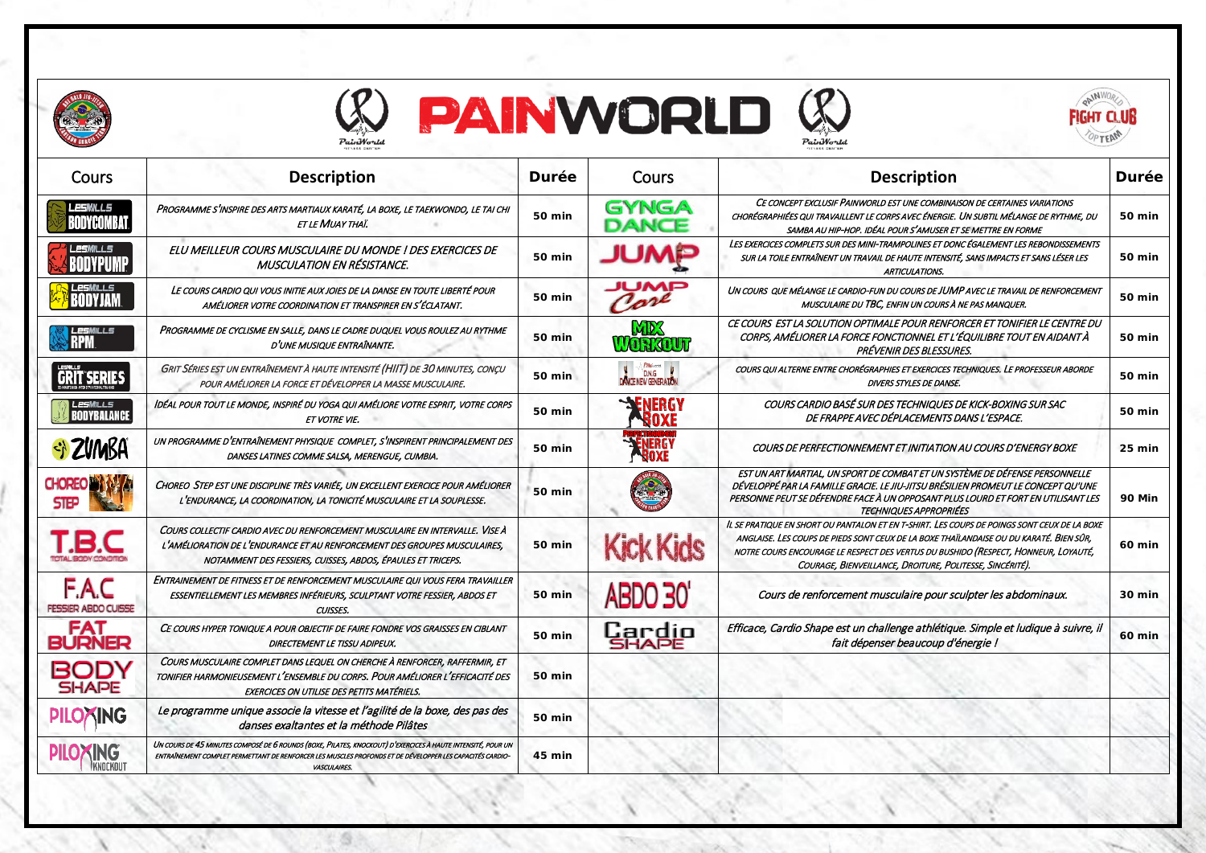# PAINWORLD

| Cours | Description | Durée | Cours | Description | Durée |
|---|---|---|---|---|---|
| LesMills BODYCOMBAT | Programme s'inspire des arts martiaux karaté, la boxe, le taekwondo, le tai chi et le Muay thaï. | 50 min | GYNGA DANCE | Ce concept exclusif Painworld est une combinaison de certaines variations chorégraphiées qui travaillent le corps avec énergie. Un subtil mélange de rythme, du samba au hip-hop. Idéal pour s'amuser et se mettre en forme | 50 min |
| LesMills BODYPUMP | Elu meilleur cours musculaire du monde ! des exercices de musculation en résistance. | 50 min | JUMP | Les exercices complets sur des mini-trampolines et donc également les rebondissements sur la toile entraînent un travail de haute intensité, sans impacts et sans léser les articulations. | 50 min |
| LesMills BODYJAM | Le cours cardio qui vous initie aux joies de la danse en toute liberté pour améliorer votre coordination et transpirer en s'éclatant. | 50 min | JUMP Core | Un cours que mélange le cardio-fun du cours de JUMP avec le travail de renforcement musculaire du TBC, enfin un cours à ne pas manquer. | 50 min |
| LesMills RPM | Programme de cyclisme en salle, dans le cadre duquel vous roulez au rythme d'une musique entraînante. | 50 min | MIX WORKOUT | Ce cours est la solution optimale pour renforcer et tonifier le centre du corps, améliorer la force fonctionnel et l'équilibre tout en aidant à prévenir des blessures. | 50 min |
| LesMills GRIT SERIES | Grit Séries est un entraînement à haute intensité (HIIT) de 30 minutes, conçu pour améliorer la force et développer la masse musculaire. | 50 min | DNG DANCE NEW GENERATION | Cours qui alterne entre chorégraphies et exercices techniques. Le professeur aborde divers styles de danse. | 50 min |
| LesMills BODYBALANCE | Idéal pour tout le monde, inspiré du yoga qui améliore votre esprit, votre corps et votre vie. | 50 min | ENERGY BOXE | Cours cardio basé sur des techniques de kick-boxing sur sac de frappe avec déplacements dans l'espace. | 50 min |
| ZUMBA | Un programme d'entraînement physique complet, s'inspirent principalement des danses latines comme salsa, merengue, cumbia. | 50 min | PERFECTIONNEMENT ENERGY BOXE | Cours de perfectionnement et initiation au cours d'Energy Boxe | 25 min |
| CHOREO STEP | Choreo Step est une discipline très variée, un excellent exercice pour améliorer l'endurance, la coordination, la tonicité musculaire et la souplesse. | 50 min | | Est un art martial, un sport de combat et un système de défense personnelle développé par la famille Gracie. Le jiu-jitsu brésilien promeut le concept qu'une personne peut se défendre face à un opposant plus lourd et fort en utilisant les techniques appropriées | 90 Min |
| T.B.C TOTAL BODY CONDITION | Cours collectif cardio avec du renforcement musculaire en intervalle. Vise à l'amélioration de l'endurance et au renforcement des groupes musculaires, notamment des fessiers, cuisses, abdos, épaules et triceps. | 50 min | Kick Kids | Il se pratique en short ou pantalon et en T-shirt. Les coups de poings sont ceux de la boxe anglaise. Les coups de pieds sont ceux de la boxe thaïlandaise ou du karaté. Bien sûr, notre cours encourage le respect des vertus du bushido (Respect, Honneur, Loyauté, Courage, Bienveillance, Droiture, Politesse, Sincérité). | 60 min |
| F.A.C FESSIER ABDO CUISSE | Entrainement de fitness et de renforcement musculaire qui vous fera travailler essentiellement les membres inférieurs, sculptant votre fessier, abdos et cuisses. | 50 min | ABDO 30' | Cours de renforcement musculaire pour sculpter les abdominaux. | 30 min |
| FAT BURNER | Ce cours hyper tonique a pour objectif de faire fondre vos graisses en ciblant directement le tissu adipeux. | 50 min | Cardio SHAPE | Efficace, Cardio Shape est un challenge athlétique. Simple et ludique à suivre, il fait dépenser beaucoup d'énergie ! | 60 min |
| BODY SHAPE | Cours musculaire complet dans lequel on cherche à renforcer, raffermir, et tonifier harmonieusement l'ensemble du corps. Pour améliorer l'efficacité des exercices on utilise des petits matériels. | 50 min | | | |
| PILOXING | Le programme unique associe la vitesse et l'agilité de la boxe, des pas des danses exaltantes et la méthode Pilâtes | 50 min | | | |
| PILOXING KNOCKOUT | Un cours de 45 minutes composé de 6 rounds (boxe, Pilates, knockout) d'exercices à haute intensité, pour un entraînement complet permettant de renforcer les muscles profonds et de développer les capacités cardio-vasculaires. | 45 min | | | |